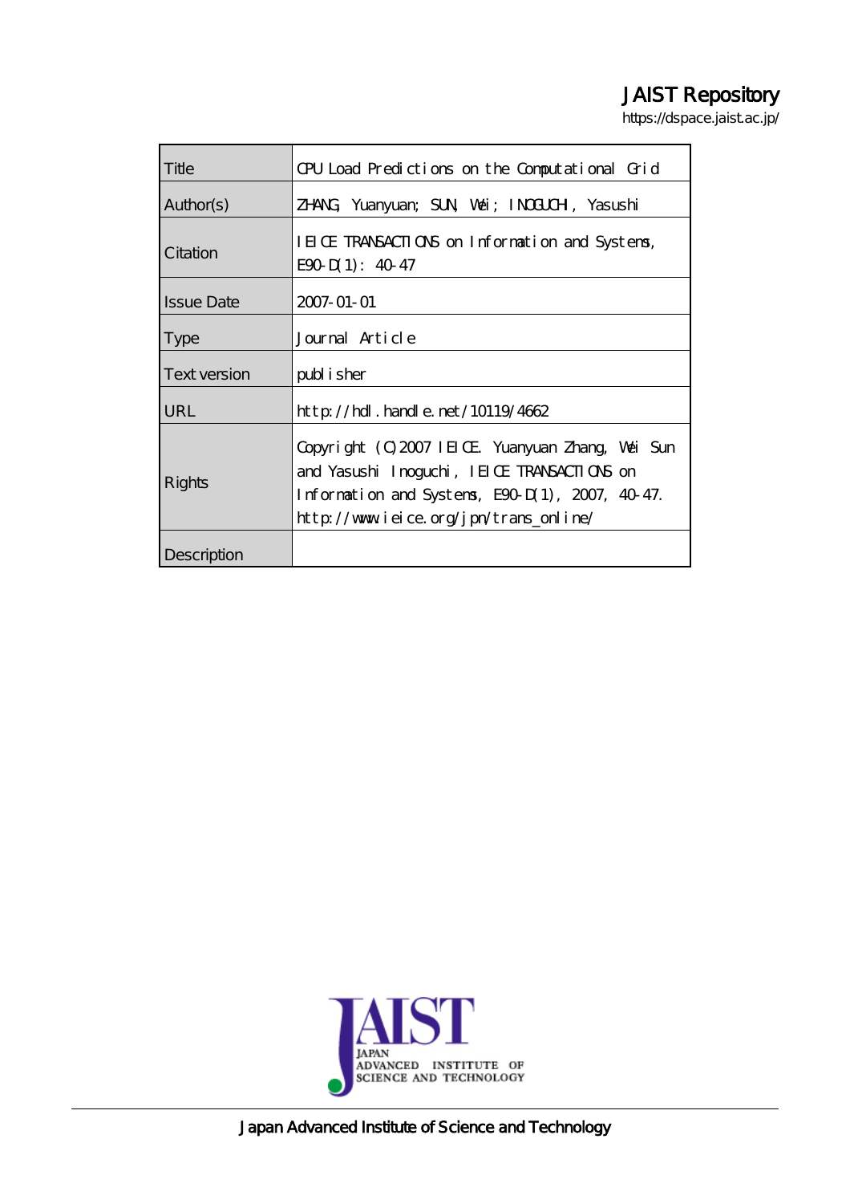JAIST Repository

https://dspace.jaist.ac.jp/

| Title | CPU Load Predictions on the Computational Grid |
| --- | --- |
| Author(s) | ZHANG, Yuanyuan; SUN, Wei; INOGUCHI, Yasushi |
| Citation | IEICE TRANSACTIONS on Information and Systems, E90-D(1): 40-47 |
| Issue Date | 2007-01-01 |
| Type | Journal Article |
| Text version | publisher |
| URL | http://hdl.handle.net/10119/4662 |
| Rights | Copyright (C)2007 IEICE. Yuanyuan Zhang, Wei Sun and Yasushi Inoguchi, IEICE TRANSACTIONS on Information and Systems, E90-D(1), 2007, 40-47. http://www.ieice.org/jpn/trans_online/ |
| Description | |

JAIST JAPAN ADVANCED INSTITUTE OF SCIENCE AND TECHNOLOGY

Japan Advanced Institute of Science and Technology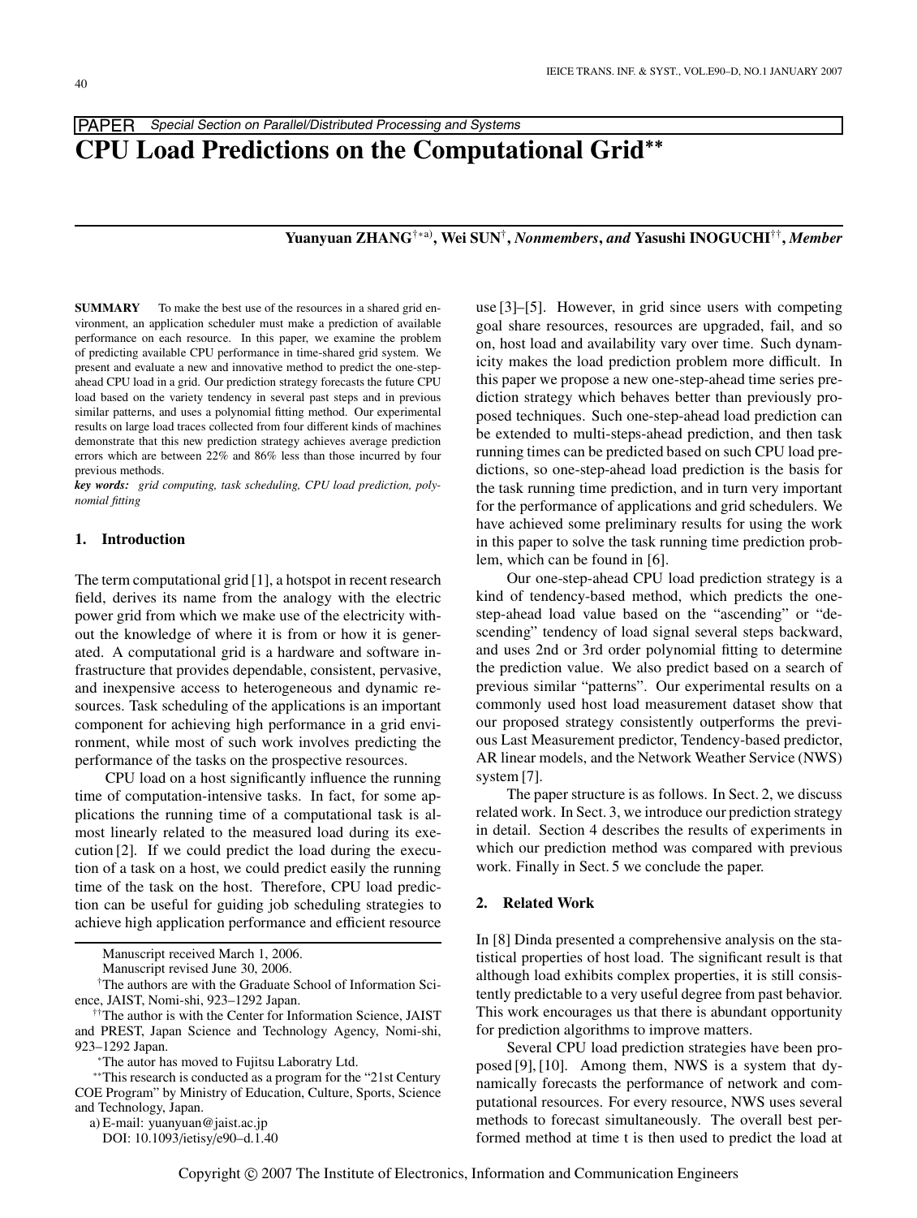PAPER *Special Section on Parallel/Distributed Processing and Systems*

# CPU Load Predictions on the Computational Grid**

**Yuanyuan ZHANG†*a), Wei SUN†, *Nonmembers*, *and* Yasushi INOGUCHI††, *Member***

**SUMMARY** To make the best use of the resources in a shared grid environment, an application scheduler must make a prediction of available performance on each resource. In this paper, we examine the problem of predicting available CPU performance in time-shared grid system. We present and evaluate a new and innovative method to predict the one-step-ahead CPU load in a grid. Our prediction strategy forecasts the future CPU load based on the variety tendency in several past steps and in previous similar patterns, and uses a polynomial fitting method. Our experimental results on large load traces collected from four different kinds of machines demonstrate that this new prediction strategy achieves average prediction errors which are between 22% and 86% less than those incurred by four previous methods.

***key words:*** *grid computing, task scheduling, CPU load prediction, polynomial fitting*

## 1. Introduction

The term computational grid [1], a hotspot in recent research field, derives its name from the analogy with the electric power grid from which we make use of the electricity without the knowledge of where it is from or how it is generated. A computational grid is a hardware and software infrastructure that provides dependable, consistent, pervasive, and inexpensive access to heterogeneous and dynamic resources. Task scheduling of the applications is an important component for achieving high performance in a grid environment, while most of such work involves predicting the performance of the tasks on the prospective resources.

CPU load on a host significantly influence the running time of computation-intensive tasks. In fact, for some applications the running time of a computational task is almost linearly related to the measured load during its execution [2]. If we could predict the load during the execution of a task on a host, we could predict easily the running time of the task on the host. Therefore, CPU load prediction can be useful for guiding job scheduling strategies to achieve high application performance and efficient resource use [3]–[5]. However, in grid since users with competing goal share resources, resources are upgraded, fail, and so on, host load and availability vary over time. Such dynamicity makes the load prediction problem more difficult. In this paper we propose a new one-step-ahead time series prediction strategy which behaves better than previously proposed techniques. Such one-step-ahead load prediction can be extended to multi-steps-ahead prediction, and then task running times can be predicted based on such CPU load predictions, so one-step-ahead load prediction is the basis for the task running time prediction, and in turn very important for the performance of applications and grid schedulers. We have achieved some preliminary results for using the work in this paper to solve the task running time prediction problem, which can be found in [6].

Our one-step-ahead CPU load prediction strategy is a kind of tendency-based method, which predicts the one-step-ahead load value based on the "ascending" or "descending" tendency of load signal several steps backward, and uses 2nd or 3rd order polynomial fitting to determine the prediction value. We also predict based on a search of previous similar "patterns". Our experimental results on a commonly used host load measurement dataset show that our proposed strategy consistently outperforms the previous Last Measurement predictor, Tendency-based predictor, AR linear models, and the Network Weather Service (NWS) system [7].

The paper structure is as follows. In Sect. 2, we discuss related work. In Sect. 3, we introduce our prediction strategy in detail. Section 4 describes the results of experiments in which our prediction method was compared with previous work. Finally in Sect. 5 we conclude the paper.

## 2. Related Work

In [8] Dinda presented a comprehensive analysis on the statistical properties of host load. The significant result is that although load exhibits complex properties, it is still consistently predictable to a very useful degree from past behavior. This work encourages us that there is abundant opportunity for prediction algorithms to improve matters.

Several CPU load prediction strategies have been proposed [9], [10]. Among them, NWS is a system that dynamically forecasts the performance of network and computational resources. For every resource, NWS uses several methods to forecast simultaneously. The overall best performed method at time t is then used to predict the load at

---

Manuscript received March 1, 2006.

Manuscript revised June 30, 2006.

†The authors are with the Graduate School of Information Science, JAIST, Nomi-shi, 923–1292 Japan.

††The author is with the Center for Information Science, JAIST and PREST, Japan Science and Technology Agency, Nomi-shi, 923–1292 Japan.

*The autor has moved to Fujitsu Laboratry Ltd.

**This research is conducted as a program for the "21st Century COE Program" by Ministry of Education, Culture, Sports, Science and Technology, Japan.

a) E-mail: yuanyuan@jaist.ac.jp

DOI: 10.1093/ietisy/e90–d.1.40

Copyright © 2007 The Institute of Electronics, Information and Communication Engineers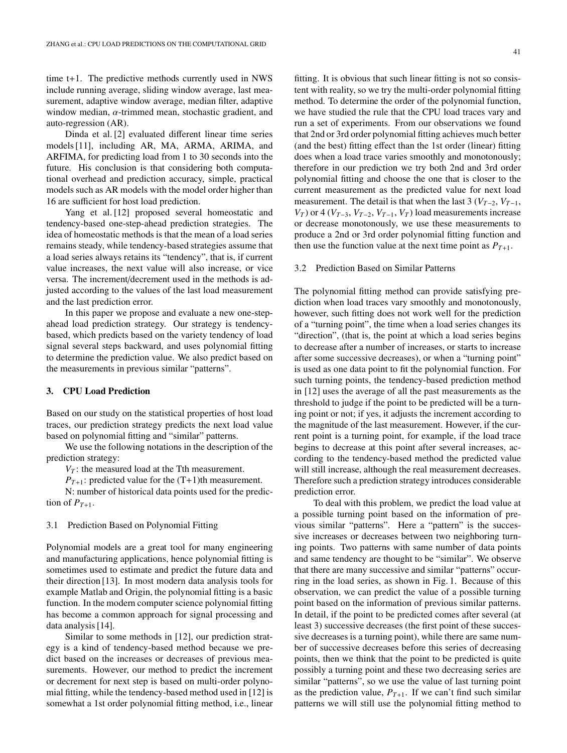time t+1. The predictive methods currently used in NWS include running average, sliding window average, last measurement, adaptive window average, median filter, adaptive window median, $\alpha$-trimmed mean, stochastic gradient, and auto-regression (AR).

Dinda et al. [2] evaluated different linear time series models [11], including AR, MA, ARMA, ARIMA, and ARFIMA, for predicting load from 1 to 30 seconds into the future. His conclusion is that considering both computational overhead and prediction accuracy, simple, practical models such as AR models with the model order higher than 16 are sufficient for host load prediction.

Yang et al. [12] proposed several homeostatic and tendency-based one-step-ahead prediction strategies. The idea of homeostatic methods is that the mean of a load series remains steady, while tendency-based strategies assume that a load series always retains its "tendency", that is, if current value increases, the next value will also increase, or vice versa. The increment/decrement used in the methods is adjusted according to the values of the last load measurement and the last prediction error.

In this paper we propose and evaluate a new one-step-ahead load prediction strategy. Our strategy is tendency-based, which predicts based on the variety tendency of load signal several steps backward, and uses polynomial fitting to determine the prediction value. We also predict based on the measurements in previous similar "patterns".

## 3. CPU Load Prediction

Based on our study on the statistical properties of host load traces, our prediction strategy predicts the next load value based on polynomial fitting and "similar" patterns.

We use the following notations in the description of the prediction strategy:

$V_T$: the measured load at the Tth measurement.

$P_{T+1}$: predicted value for the (T+1)th measurement.

N: number of historical data points used for the prediction of $P_{T+1}$.

### 3.1 Prediction Based on Polynomial Fitting

Polynomial models are a great tool for many engineering and manufacturing applications, hence polynomial fitting is sometimes used to estimate and predict the future data and their direction [13]. In most modern data analysis tools for example Matlab and Origin, the polynomial fitting is a basic function. In the modern computer science polynomial fitting has become a common approach for signal processing and data analysis [14].

Similar to some methods in [12], our prediction strategy is a kind of tendency-based method because we predict based on the increases or decreases of previous measurements. However, our method to predict the increment or decrement for next step is based on multi-order polynomial fitting, while the tendency-based method used in [12] is somewhat a 1st order polynomial fitting method, i.e., linear fitting. It is obvious that such linear fitting is not so consistent with reality, so we try the multi-order polynomial fitting method. To determine the order of the polynomial function, we have studied the rule that the CPU load traces vary and run a set of experiments. From our observations we found that 2nd or 3rd order polynomial fitting achieves much better (and the best) fitting effect than the 1st order (linear) fitting does when a load trace varies smoothly and monotonously; therefore in our prediction we try both 2nd and 3rd order polynomial fitting and choose the one that is closer to the current measurement as the predicted value for next load measurement. The detail is that when the last 3 ($V_{T-2}$, $V_{T-1}$, $V_T$) or 4 ($V_{T-3}$, $V_{T-2}$, $V_{T-1}$, $V_T$) load measurements increase or decrease monotonously, we use these measurements to produce a 2nd or 3rd order polynomial fitting function and then use the function value at the next time point as $P_{T+1}$.

### 3.2 Prediction Based on Similar Patterns

The polynomial fitting method can provide satisfying prediction when load traces vary smoothly and monotonously, however, such fitting does not work well for the prediction of a "turning point", the time when a load series changes its "direction", (that is, the point at which a load series begins to decrease after a number of increases, or starts to increase after some successive decreases), or when a "turning point" is used as one data point to fit the polynomial function. For such turning points, the tendency-based prediction method in [12] uses the average of all the past measurements as the threshold to judge if the point to be predicted will be a turning point or not; if yes, it adjusts the increment according to the magnitude of the last measurement. However, if the current point is a turning point, for example, if the load trace begins to decrease at this point after several increases, according to the tendency-based method the predicted value will still increase, although the real measurement decreases. Therefore such a prediction strategy introduces considerable prediction error.

To deal with this problem, we predict the load value at a possible turning point based on the information of previous similar "patterns". Here a "pattern" is the successive increases or decreases between two neighboring turning points. Two patterns with same number of data points and same tendency are thought to be "similar". We observe that there are many successive and similar "patterns" occurring in the load series, as shown in Fig. 1. Because of this observation, we can predict the value of a possible turning point based on the information of previous similar patterns. In detail, if the point to be predicted comes after several (at least 3) successive decreases (the first point of these successive decreases is a turning point), while there are same number of successive decreases before this series of decreasing points, then we think that the point to be predicted is quite possibly a turning point and these two decreasing series are similar "patterns", so we use the value of last turning point as the prediction value, $P_{T+1}$. If we can't find such similar patterns we will still use the polynomial fitting method to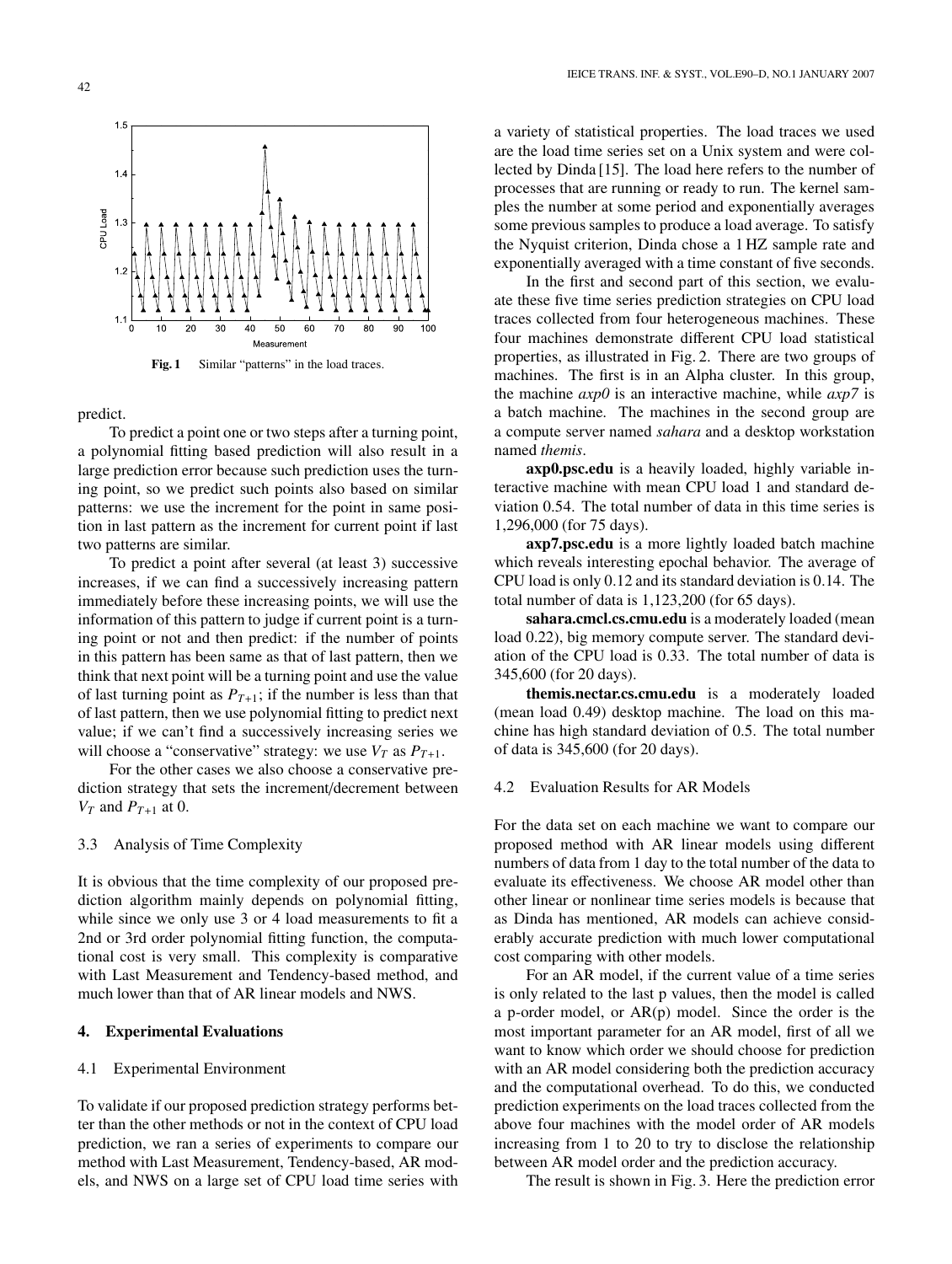Fig. 1 Similar "patterns" in the load traces.

predict.

To predict a point one or two steps after a turning point, a polynomial fitting based prediction will also result in a large prediction error because such prediction uses the turning point, so we predict such points also based on similar patterns: we use the increment for the point in same position in last pattern as the increment for current point if last two patterns are similar.

To predict a point after several (at least 3) successive increases, if we can find a successively increasing pattern immediately before these increasing points, we will use the information of this pattern to judge if current point is a turning point or not and then predict: if the number of points in this pattern has been same as that of last pattern, then we think that next point will be a turning point and use the value of last turning point as $P_{T+1}$; if the number is less than that of last pattern, then we use polynomial fitting to predict next value; if we can't find a successively increasing series we will choose a "conservative" strategy: we use $V_T$ as $P_{T+1}$.

For the other cases we also choose a conservative prediction strategy that sets the increment/decrement between $V_T$ and $P_{T+1}$ at 0.

### 3.3 Analysis of Time Complexity

It is obvious that the time complexity of our proposed prediction algorithm mainly depends on polynomial fitting, while since we only use 3 or 4 load measurements to fit a 2nd or 3rd order polynomial fitting function, the computational cost is very small. This complexity is comparative with Last Measurement and Tendency-based method, and much lower than that of AR linear models and NWS.

## 4. Experimental Evaluations

### 4.1 Experimental Environment

To validate if our proposed prediction strategy performs better than the other methods or not in the context of CPU load prediction, we ran a series of experiments to compare our method with Last Measurement, Tendency-based, AR models, and NWS on a large set of CPU load time series with a variety of statistical properties. The load traces we used are the load time series set on a Unix system and were collected by Dinda [15]. The load here refers to the number of processes that are running or ready to run. The kernel samples the number at some period and exponentially averages some previous samples to produce a load average. To satisfy the Nyquist criterion, Dinda chose a 1 HZ sample rate and exponentially averaged with a time constant of five seconds.

In the first and second part of this section, we evaluate these five time series prediction strategies on CPU load traces collected from four heterogeneous machines. These four machines demonstrate different CPU load statistical properties, as illustrated in Fig. 2. There are two groups of machines. The first is in an Alpha cluster. In this group, the machine *axp0* is an interactive machine, while *axp7* is a batch machine. The machines in the second group are a compute server named *sahara* and a desktop workstation named *themis*.

**axp0.psc.edu** is a heavily loaded, highly variable interactive machine with mean CPU load 1 and standard deviation 0.54. The total number of data in this time series is 1,296,000 (for 75 days).

**axp7.psc.edu** is a more lightly loaded batch machine which reveals interesting epochal behavior. The average of CPU load is only 0.12 and its standard deviation is 0.14. The total number of data is 1,123,200 (for 65 days).

**sahara.cmcl.cs.cmu.edu** is a moderately loaded (mean load 0.22), big memory compute server. The standard deviation of the CPU load is 0.33. The total number of data is 345,600 (for 20 days).

**themis.nectar.cs.cmu.edu** is a moderately loaded (mean load 0.49) desktop machine. The load on this machine has high standard deviation of 0.5. The total number of data is 345,600 (for 20 days).

### 4.2 Evaluation Results for AR Models

For the data set on each machine we want to compare our proposed method with AR linear models using different numbers of data from 1 day to the total number of the data to evaluate its effectiveness. We choose AR model other than other linear or nonlinear time series models is because that as Dinda has mentioned, AR models can achieve considerably accurate prediction with much lower computational cost comparing with other models.

For an AR model, if the current value of a time series is only related to the last p values, then the model is called a p-order model, or AR(p) model. Since the order is the most important parameter for an AR model, first of all we want to know which order we should choose for prediction with an AR model considering both the prediction accuracy and the computational overhead. To do this, we conducted prediction experiments on the load traces collected from the above four machines with the model order of AR models increasing from 1 to 20 to try to disclose the relationship between AR model order and the prediction accuracy.

The result is shown in Fig. 3. Here the prediction error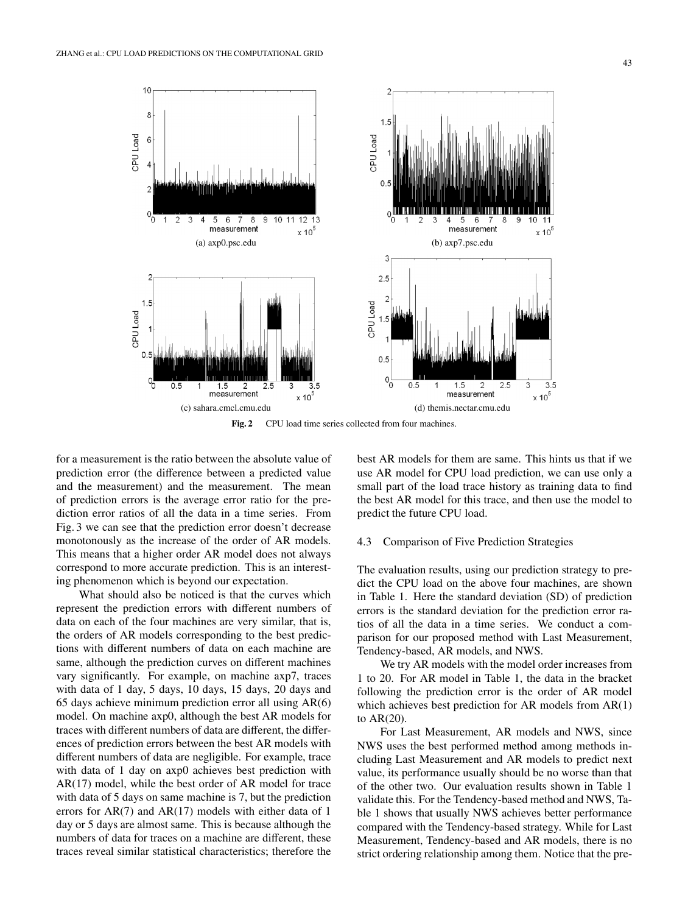(a) axp0.psc.edu

(b) axp7.psc.edu

(c) sahara.cmcl.cmu.edu

(d) themis.nectar.cmu.edu

**Fig. 2** CPU load time series collected from four machines.

for a measurement is the ratio between the absolute value of prediction error (the difference between a predicted value and the measurement) and the measurement. The mean of prediction errors is the average error ratio for the prediction error ratios of all the data in a time series. From Fig. 3 we can see that the prediction error doesn't decrease monotonously as the increase of the order of AR models. This means that a higher order AR model does not always correspond to more accurate prediction. This is an interesting phenomenon which is beyond our expectation.

What should also be noticed is that the curves which represent the prediction errors with different numbers of data on each of the four machines are very similar, that is, the orders of AR models corresponding to the best predictions with different numbers of data on each machine are same, although the prediction curves on different machines vary significantly. For example, on machine axp7, traces with data of 1 day, 5 days, 10 days, 15 days, 20 days and 65 days achieve minimum prediction error all using AR(6) model. On machine axp0, although the best AR models for traces with different numbers of data are different, the differences of prediction errors between the best AR models with different numbers of data are negligible. For example, trace with data of 1 day on axp0 achieves best prediction with AR(17) model, while the best order of AR model for trace with data of 5 days on same machine is 7, but the prediction errors for AR(7) and AR(17) models with either data of 1 day or 5 days are almost same. This is because although the numbers of data for traces on a machine are different, these traces reveal similar statistical characteristics; therefore the best AR models for them are same. This hints us that if we use AR model for CPU load prediction, we can use only a small part of the load trace history as training data to find the best AR model for this trace, and then use the model to predict the future CPU load.

### 4.3 Comparison of Five Prediction Strategies

The evaluation results, using our prediction strategy to predict the CPU load on the above four machines, are shown in Table 1. Here the standard deviation (SD) of prediction errors is the standard deviation for the prediction error ratios of all the data in a time series. We conduct a comparison for our proposed method with Last Measurement, Tendency-based, AR models, and NWS.

We try AR models with the model order increases from 1 to 20. For AR model in Table 1, the data in the bracket following the prediction error is the order of AR model which achieves best prediction for AR models from AR(1) to AR(20).

For Last Measurement, AR models and NWS, since NWS uses the best performed method among methods including Last Measurement and AR models to predict next value, its performance usually should be no worse than that of the other two. Our evaluation results shown in Table 1 validate this. For the Tendency-based method and NWS, Table 1 shows that usually NWS achieves better performance compared with the Tendency-based strategy. While for Last Measurement, Tendency-based and AR models, there is no strict ordering relationship among them. Notice that the pre-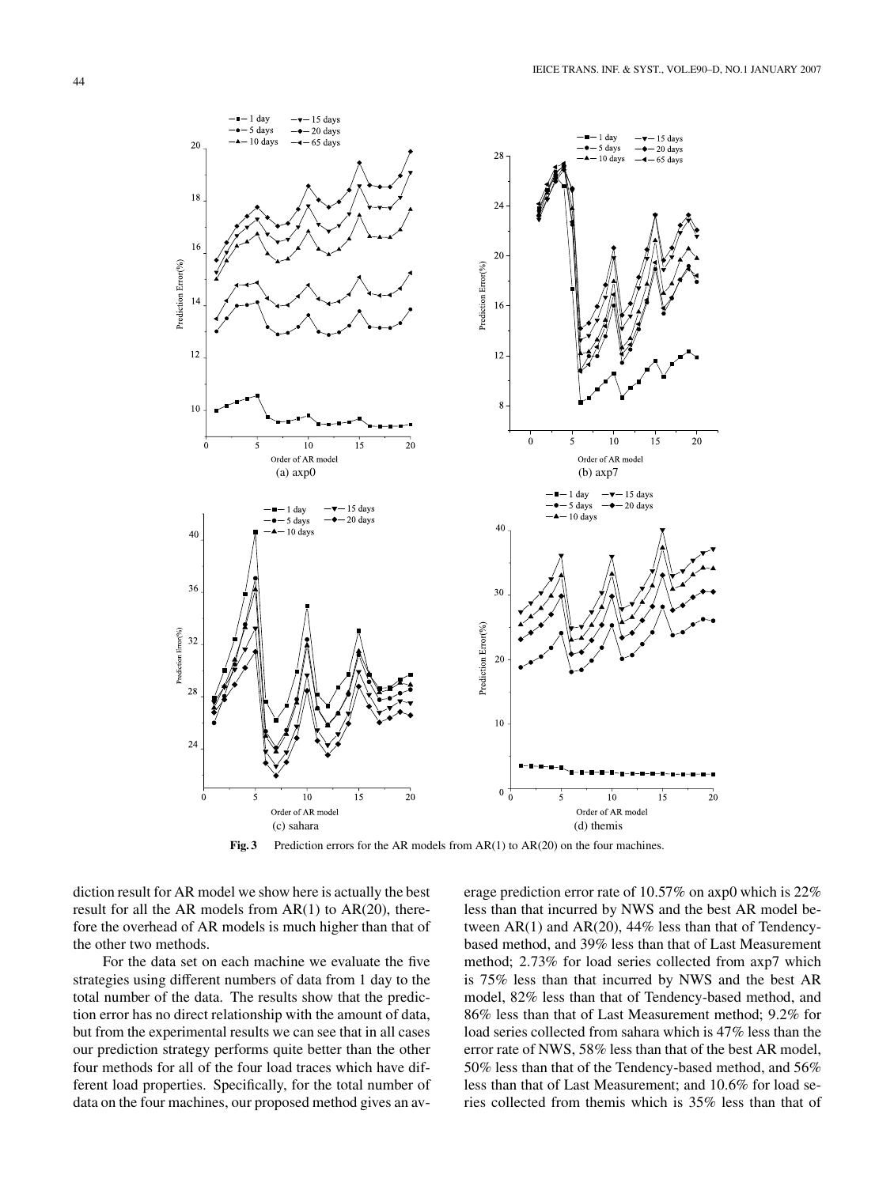Fig. 3 Prediction errors for the AR models from AR(1) to AR(20) on the four machines.

diction result for AR model we show here is actually the best result for all the AR models from AR(1) to AR(20), therefore the overhead of AR models is much higher than that of the other two methods.

For the data set on each machine we evaluate the five strategies using different numbers of data from 1 day to the total number of the data. The results show that the prediction error has no direct relationship with the amount of data, but from the experimental results we can see that in all cases our prediction strategy performs quite better than the other four methods for all of the four load traces which have different load properties. Specifically, for the total number of data on the four machines, our proposed method gives an average prediction error rate of 10.57% on axp0 which is 22% less than that incurred by NWS and the best AR model between AR(1) and AR(20), 44% less than that of Tendency-based method, and 39% less than that of Last Measurement method; 2.73% for load series collected from axp7 which is 75% less than that incurred by NWS and the best AR model, 82% less than that of Tendency-based method, and 86% less than that of Last Measurement method; 9.2% for load series collected from sahara which is 47% less than the error rate of NWS, 58% less than that of the best AR model, 50% less than that of the Tendency-based method, and 56% less than that of Last Measurement; and 10.6% for load series collected from themis which is 35% less than that of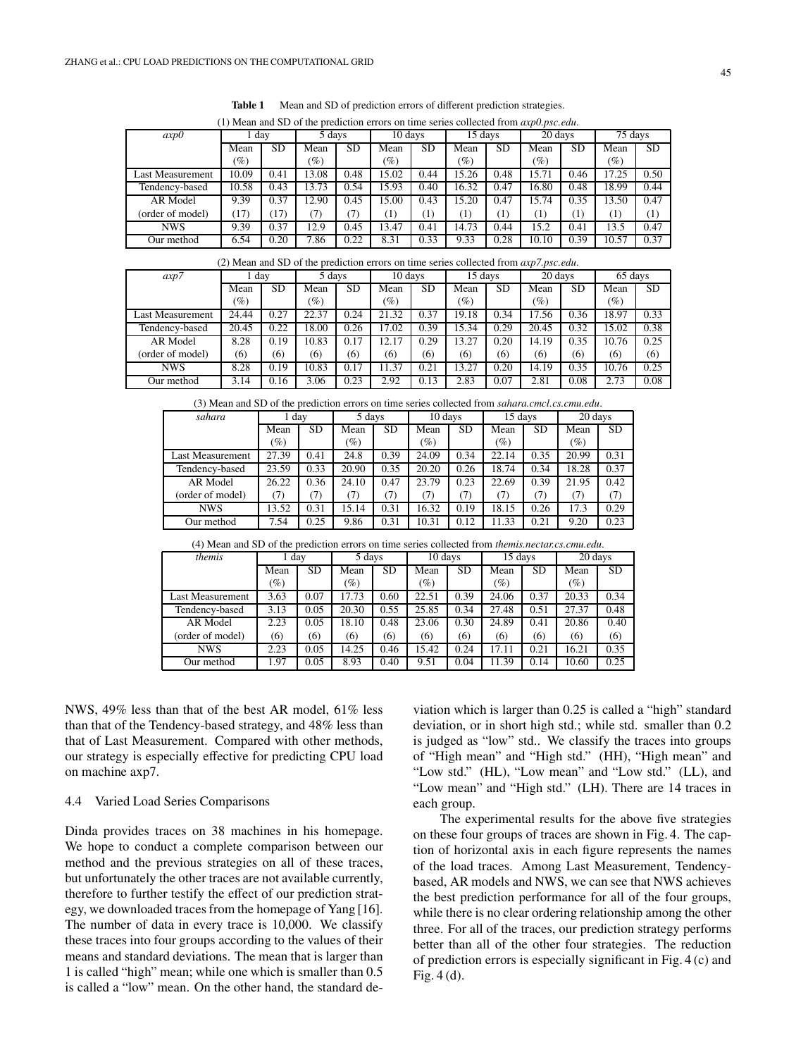**Table 1** Mean and SD of prediction errors of different prediction strategies.

(1) Mean and SD of the prediction errors on time series collected from *axp0.psc.edu*.

| *axp0* | 1 day | | 5 days | | 10 days | | 15 days | | 20 days | | 75 days | |
|---|---|---|---|---|---|---|---|---|---|---|---|---|
| | Mean (%) | SD | Mean (%) | SD | Mean (%) | SD | Mean (%) | SD | Mean (%) | SD | Mean (%) | SD |
| Last Measurement | 10.09 | 0.41 | 13.08 | 0.48 | 15.02 | 0.44 | 15.26 | 0.48 | 15.71 | 0.46 | 17.25 | 0.50 |
| Tendency-based | 10.58 | 0.43 | 13.73 | 0.54 | 15.93 | 0.40 | 16.32 | 0.47 | 16.80 | 0.48 | 18.99 | 0.44 |
| AR Model | 9.39 | 0.37 | 12.90 | 0.45 | 15.00 | 0.43 | 15.20 | 0.47 | 15.74 | 0.35 | 13.50 | 0.47 |
| (order of model) | (17) | (17) | (7) | (7) | (1) | (1) | (1) | (1) | (1) | (1) | (1) | (1) |
| NWS | 9.39 | 0.37 | 12.9 | 0.45 | 13.47 | 0.41 | 14.73 | 0.44 | 15.2 | 0.41 | 13.5 | 0.47 |
| Our method | 6.54 | 0.20 | 7.86 | 0.22 | 8.31 | 0.33 | 9.33 | 0.28 | 10.10 | 0.39 | 10.57 | 0.37 |

(2) Mean and SD of the prediction errors on time series collected from *axp7.psc.edu*.

| *axp7* | 1 day | | 5 days | | 10 days | | 15 days | | 20 days | | 65 days | |
|---|---|---|---|---|---|---|---|---|---|---|---|---|
| | Mean (%) | SD | Mean (%) | SD | Mean (%) | SD | Mean (%) | SD | Mean (%) | SD | Mean (%) | SD |
| Last Measurement | 24.44 | 0.27 | 22.37 | 0.24 | 21.32 | 0.37 | 19.18 | 0.34 | 17.56 | 0.36 | 18.97 | 0.33 |
| Tendency-based | 20.45 | 0.22 | 18.00 | 0.26 | 17.02 | 0.39 | 15.34 | 0.29 | 20.45 | 0.32 | 15.02 | 0.38 |
| AR Model | 8.28 | 0.19 | 10.83 | 0.17 | 12.17 | 0.29 | 13.27 | 0.20 | 14.19 | 0.35 | 10.76 | 0.25 |
| (order of model) | (6) | (6) | (6) | (6) | (6) | (6) | (6) | (6) | (6) | (6) | (6) | (6) |
| NWS | 8.28 | 0.19 | 10.83 | 0.17 | 11.37 | 0.21 | 13.27 | 0.20 | 14.19 | 0.35 | 10.76 | 0.25 |
| Our method | 3.14 | 0.16 | 3.06 | 0.23 | 2.92 | 0.13 | 2.83 | 0.07 | 2.81 | 0.08 | 2.73 | 0.08 |

(3) Mean and SD of the prediction errors on time series collected from *sahara.cmcl.cs.cmu.edu*.

| *sahara* | 1 day | | 5 days | | 10 days | | 15 days | | 20 days | |
|---|---|---|---|---|---|---|---|---|---|---|
| | Mean (%) | SD | Mean (%) | SD | Mean (%) | SD | Mean (%) | SD | Mean (%) | SD |
| Last Measurement | 27.39 | 0.41 | 24.8 | 0.39 | 24.09 | 0.34 | 22.14 | 0.35 | 20.99 | 0.31 |
| Tendency-based | 23.59 | 0.33 | 20.90 | 0.35 | 20.20 | 0.26 | 18.74 | 0.34 | 18.28 | 0.37 |
| AR Model | 26.22 | 0.36 | 24.10 | 0.47 | 23.79 | 0.23 | 22.69 | 0.39 | 21.95 | 0.42 |
| (order of model) | (7) | (7) | (7) | (7) | (7) | (7) | (7) | (7) | (7) | (7) |
| NWS | 13.52 | 0.31 | 15.14 | 0.31 | 16.32 | 0.19 | 18.15 | 0.26 | 17.3 | 0.29 |
| Our method | 7.54 | 0.25 | 9.86 | 0.31 | 10.31 | 0.12 | 11.33 | 0.21 | 9.20 | 0.23 |

(4) Mean and SD of the prediction errors on time series collected from *themis.nectar.cs.cmu.edu*.

| *themis* | 1 day | | 5 days | | 10 days | | 15 days | | 20 days | |
|---|---|---|---|---|---|---|---|---|---|---|
| | Mean (%) | SD | Mean (%) | SD | Mean (%) | SD | Mean (%) | SD | Mean (%) | SD |
| Last Measurement | 3.63 | 0.07 | 17.73 | 0.60 | 22.51 | 0.39 | 24.06 | 0.37 | 20.33 | 0.34 |
| Tendency-based | 3.13 | 0.05 | 20.30 | 0.55 | 25.85 | 0.34 | 27.48 | 0.51 | 27.37 | 0.48 |
| AR Model | 2.23 | 0.05 | 18.10 | 0.48 | 23.06 | 0.30 | 24.89 | 0.41 | 20.86 | 0.40 |
| (order of model) | (6) | (6) | (6) | (6) | (6) | (6) | (6) | (6) | (6) | (6) |
| NWS | 2.23 | 0.05 | 14.25 | 0.46 | 15.42 | 0.24 | 17.11 | 0.21 | 16.21 | 0.35 |
| Our method | 1.97 | 0.05 | 8.93 | 0.40 | 9.51 | 0.04 | 11.39 | 0.14 | 10.60 | 0.25 |

NWS, 49% less than that of the best AR model, 61% less than that of the Tendency-based strategy, and 48% less than that of Last Measurement. Compared with other methods, our strategy is especially effective for predicting CPU load on machine axp7.

### 4.4 Varied Load Series Comparisons

Dinda provides traces on 38 machines in his homepage. We hope to conduct a complete comparison between our method and the previous strategies on all of these traces, but unfortunately the other traces are not available currently, therefore to further testify the effect of our prediction strategy, we downloaded traces from the homepage of Yang [16]. The number of data in every trace is 10,000. We classify these traces into four groups according to the values of their means and standard deviations. The mean that is larger than 1 is called "high" mean; while one which is smaller than 0.5 is called a "low" mean. On the other hand, the standard deviation which is larger than 0.25 is called a "high" standard deviation, or in short high std.; while std. smaller than 0.2 is judged as "low" std.. We classify the traces into groups of "High mean" and "High std." (HH), "High mean" and "Low std." (HL), "Low mean" and "Low std." (LL), and "Low mean" and "High std." (LH). There are 14 traces in each group.

The experimental results for the above five strategies on these four groups of traces are shown in Fig. 4. The caption of horizontal axis in each figure represents the names of the load traces. Among Last Measurement, Tendency-based, AR models and NWS, we can see that NWS achieves the best prediction performance for all of the four groups, while there is no clear ordering relationship among the other three. For all of the traces, our prediction strategy performs better than all of the other four strategies. The reduction of prediction errors is especially significant in Fig. 4 (c) and Fig. 4 (d).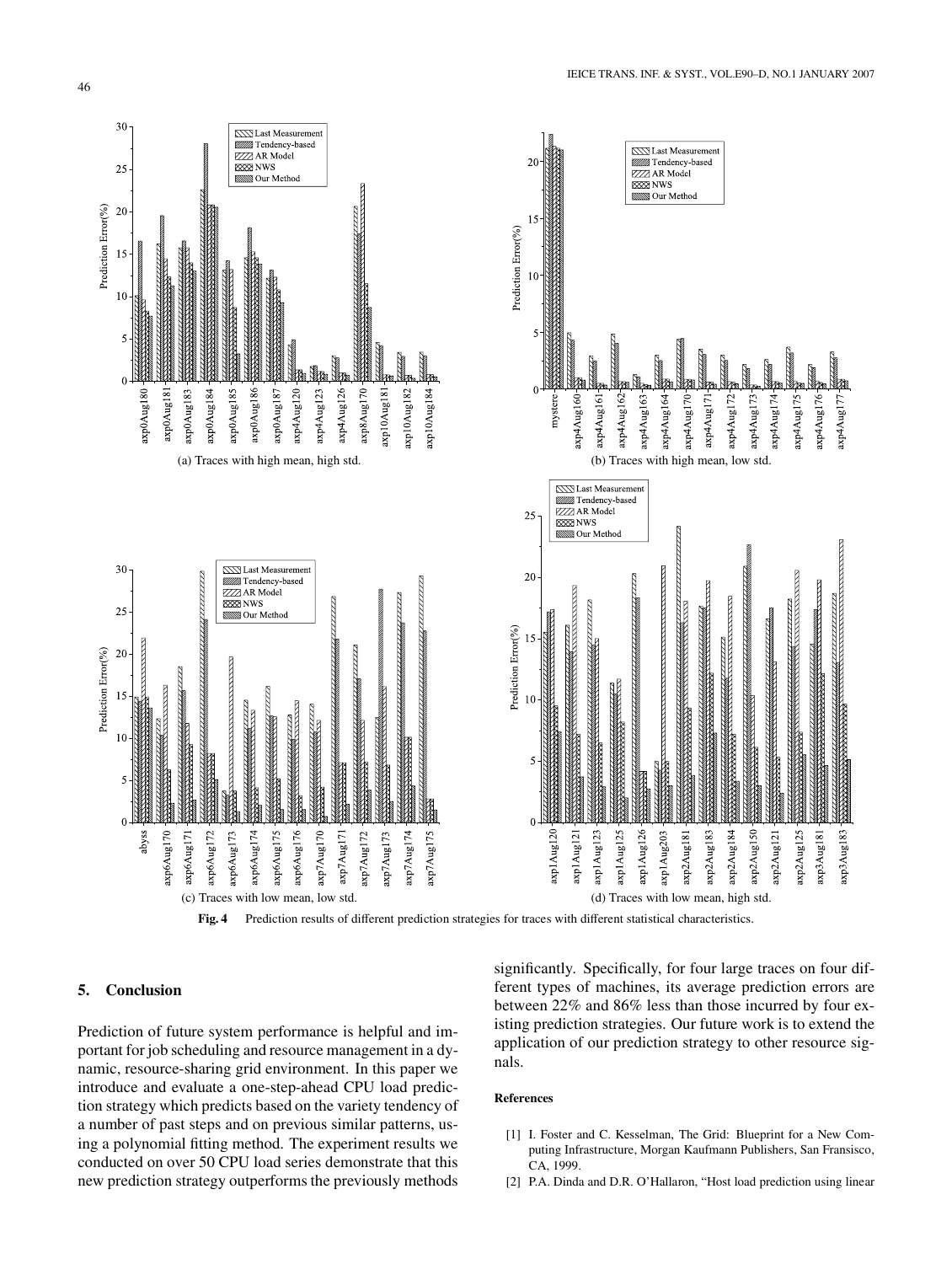(a) Traces with high mean, high std.

(b) Traces with high mean, low std.

(c) Traces with low mean, low std.

(d) Traces with low mean, high std.

**Fig. 4** Prediction results of different prediction strategies for traces with different statistical characteristics.

## 5. Conclusion

Prediction of future system performance is helpful and important for job scheduling and resource management in a dynamic, resource-sharing grid environment. In this paper we introduce and evaluate a one-step-ahead CPU load prediction strategy which predicts based on the variety tendency of a number of past steps and on previous similar patterns, using a polynomial fitting method. The experiment results we conducted on over 50 CPU load series demonstrate that this new prediction strategy outperforms the previously methods significantly. Specifically, for four large traces on four different types of machines, its average prediction errors are between 22% and 86% less than those incurred by four existing prediction strategies. Our future work is to extend the application of our prediction strategy to other resource signals.

### References

[1] I. Foster and C. Kesselman, The Grid: Blueprint for a New Computing Infrastructure, Morgan Kaufmann Publishers, San Fransisco, CA, 1999.

[2] P.A. Dinda and D.R. O'Hallaron, "Host load prediction using linear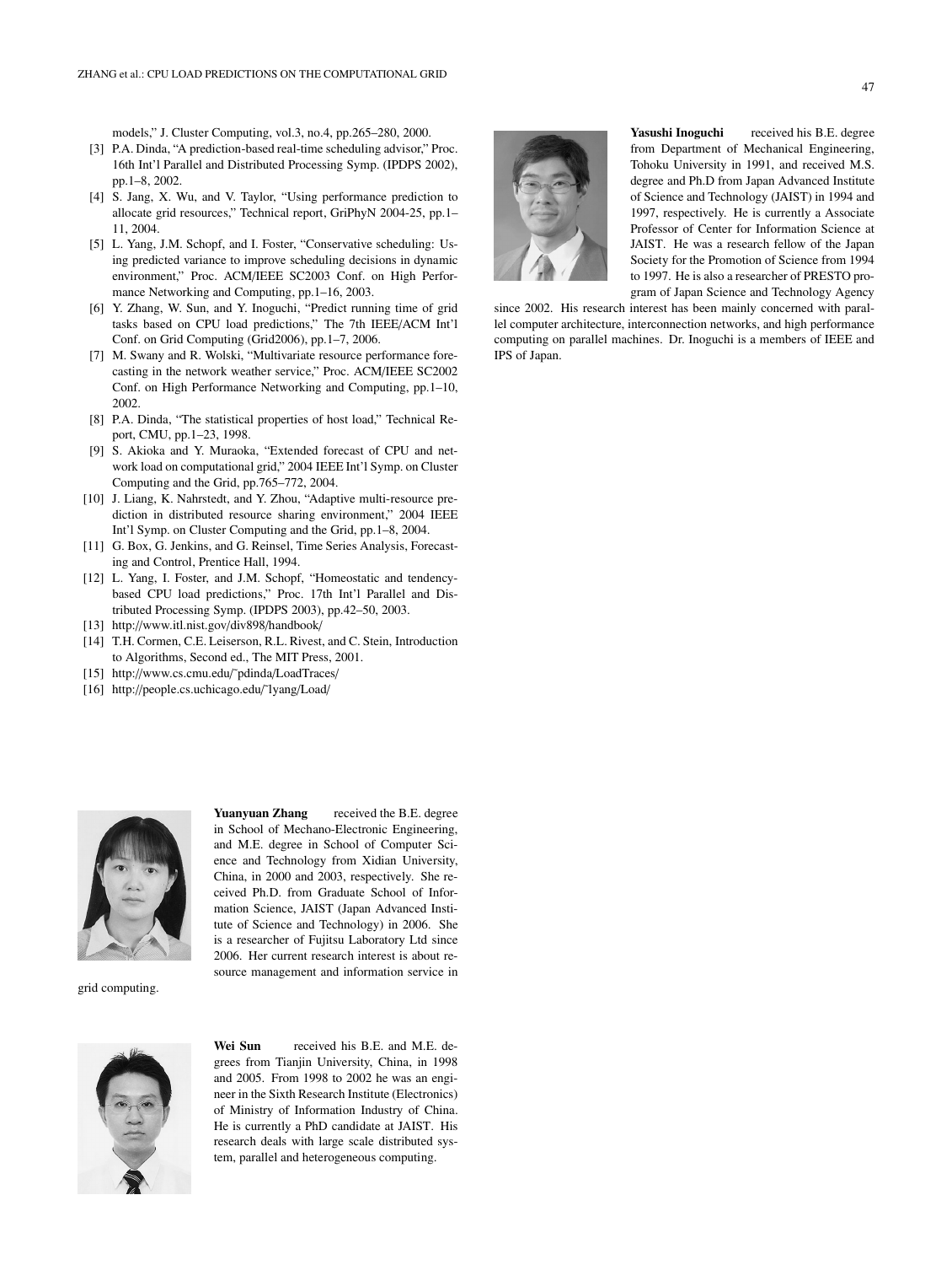models," J. Cluster Computing, vol.3, no.4, pp.265–280, 2000.

[3] P.A. Dinda, "A prediction-based real-time scheduling advisor," Proc. 16th Int'l Parallel and Distributed Processing Symp. (IPDPS 2002), pp.1–8, 2002.

[4] S. Jang, X. Wu, and V. Taylor, "Using performance prediction to allocate grid resources," Technical report, GriPhyN 2004-25, pp.1–11, 2004.

[5] L. Yang, J.M. Schopf, and I. Foster, "Conservative scheduling: Using predicted variance to improve scheduling decisions in dynamic environment," Proc. ACM/IEEE SC2003 Conf. on High Performance Networking and Computing, pp.1–16, 2003.

[6] Y. Zhang, W. Sun, and Y. Inoguchi, "Predict running time of grid tasks based on CPU load predictions," The 7th IEEE/ACM Int'l Conf. on Grid Computing (Grid2006), pp.1–7, 2006.

[7] M. Swany and R. Wolski, "Multivariate resource performance forecasting in the network weather service," Proc. ACM/IEEE SC2002 Conf. on High Performance Networking and Computing, pp.1–10, 2002.

[8] P.A. Dinda, "The statistical properties of host load," Technical Report, CMU, pp.1–23, 1998.

[9] S. Akioka and Y. Muraoka, "Extended forecast of CPU and network load on computational grid," 2004 IEEE Int'l Symp. on Cluster Computing and the Grid, pp.765–772, 2004.

[10] J. Liang, K. Nahrstedt, and Y. Zhou, "Adaptive multi-resource prediction in distributed resource sharing environment," 2004 IEEE Int'l Symp. on Cluster Computing and the Grid, pp.1–8, 2004.

[11] G. Box, G. Jenkins, and G. Reinsel, Time Series Analysis, Forecasting and Control, Prentice Hall, 1994.

[12] L. Yang, I. Foster, and J.M. Schopf, "Homeostatic and tendency-based CPU load predictions," Proc. 17th Int'l Parallel and Distributed Processing Symp. (IPDPS 2003), pp.42–50, 2003.

[13] http://www.itl.nist.gov/div898/handbook/

[14] T.H. Cormen, C.E. Leiserson, R.L. Rivest, and C. Stein, Introduction to Algorithms, Second ed., The MIT Press, 2001.

[15] http://www.cs.cmu.edu/˜pdinda/LoadTraces/

[16] http://people.cs.uchicago.edu/˜lyang/Load/

**Yuanyuan Zhang** received the B.E. degree in School of Mechano-Electronic Engineering, and M.E. degree in School of Computer Science and Technology from Xidian University, China, in 2000 and 2003, respectively. She received Ph.D. from Graduate School of Information Science, JAIST (Japan Advanced Institute of Science and Technology) in 2006. She is a researcher of Fujitsu Laboratory Ltd since 2006. Her current research interest is about resource management and information service in grid computing.

**Wei Sun** received his B.E. and M.E. degrees from Tianjin University, China, in 1998 and 2005. From 1998 to 2002 he was an engineer in the Sixth Research Institute (Electronics) of Ministry of Information Industry of China. He is currently a PhD candidate at JAIST. His research deals with large scale distributed system, parallel and heterogeneous computing.

**Yasushi Inoguchi** received his B.E. degree from Department of Mechanical Engineering, Tohoku University in 1991, and received M.S. degree and Ph.D from Japan Advanced Institute of Science and Technology (JAIST) in 1994 and 1997, respectively. He is currently a Associate Professor of Center for Information Science at JAIST. He was a research fellow of the Japan Society for the Promotion of Science from 1994 to 1997. He is also a researcher of PRESTO program of Japan Science and Technology Agency since 2002. His research interest has been mainly concerned with parallel computer architecture, interconnection networks, and high performance computing on parallel machines. Dr. Inoguchi is a members of IEEE and IPS of Japan.